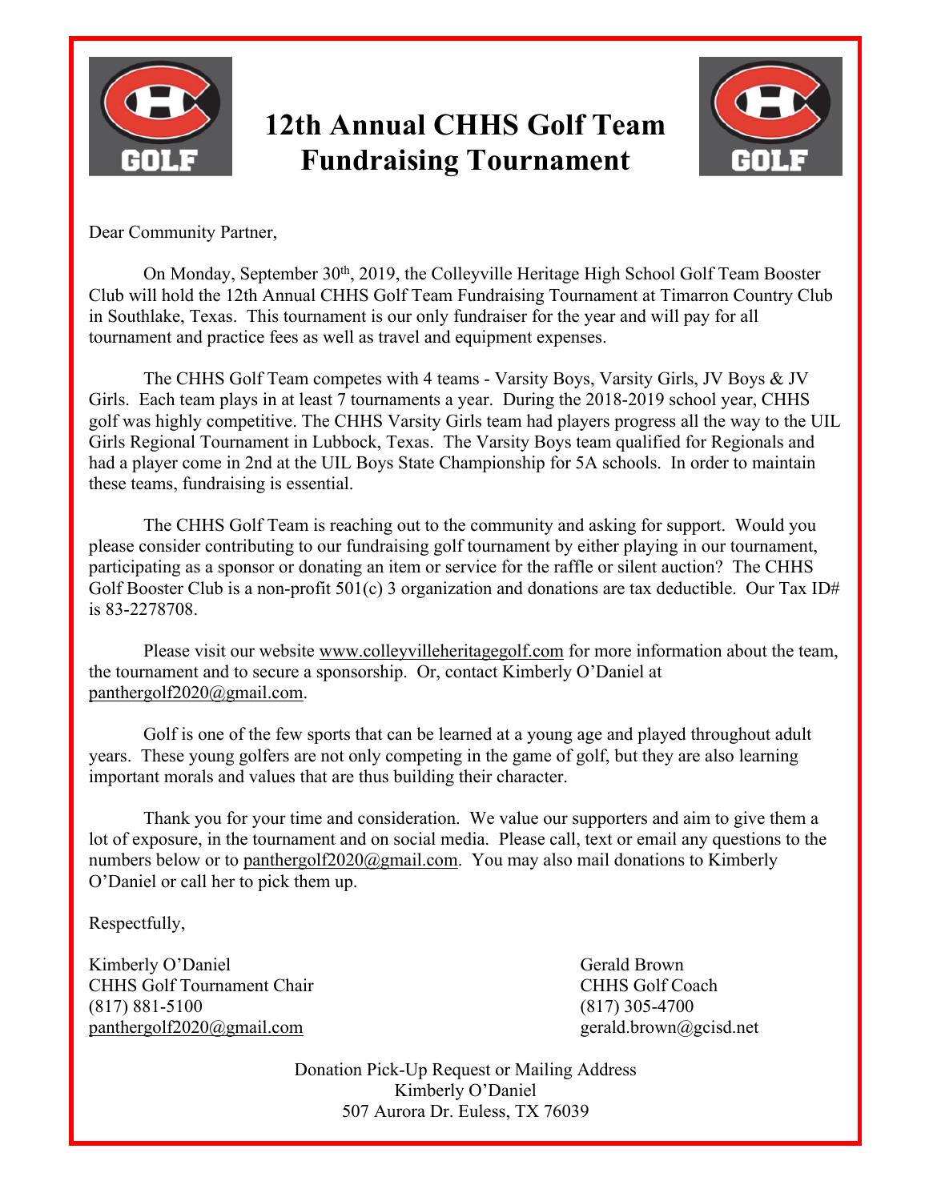# 12th Annual CHHS Golf Team Fundraising Tournament

Dear Community Partner,

On Monday, September 30th, 2019, the Colleyville Heritage High School Golf Team Booster Club will hold the 12th Annual CHHS Golf Team Fundraising Tournament at Timarron Country Club in Southlake, Texas. This tournament is our only fundraiser for the year and will pay for all tournament and practice fees as well as travel and equipment expenses.

The CHHS Golf Team competes with 4 teams - Varsity Boys, Varsity Girls, JV Boys & JV Girls. Each team plays in at least 7 tournaments a year. During the 2018-2019 school year, CHHS golf was highly competitive. The CHHS Varsity Girls team had players progress all the way to the UIL Girls Regional Tournament in Lubbock, Texas. The Varsity Boys team qualified for Regionals and had a player come in 2nd at the UIL Boys State Championship for 5A schools. In order to maintain these teams, fundraising is essential.

The CHHS Golf Team is reaching out to the community and asking for support. Would you please consider contributing to our fundraising golf tournament by either playing in our tournament, participating as a sponsor or donating an item or service for the raffle or silent auction? The CHHS Golf Booster Club is a non-profit 501(c) 3 organization and donations are tax deductible. Our Tax ID# is 83-2278708.

Please visit our website www.colleyvilleheritagegolf.com for more information about the team, the tournament and to secure a sponsorship. Or, contact Kimberly O'Daniel at panthergolf2020@gmail.com.

Golf is one of the few sports that can be learned at a young age and played throughout adult years. These young golfers are not only competing in the game of golf, but they are also learning important morals and values that are thus building their character.

Thank you for your time and consideration. We value our supporters and aim to give them a lot of exposure, in the tournament and on social media. Please call, text or email any questions to the numbers below or to panthergolf2020@gmail.com. You may also mail donations to Kimberly O'Daniel or call her to pick them up.

Respectfully,

Kimberly O'Daniel
CHHS Golf Tournament Chair
(817) 881-5100
panthergolf2020@gmail.com

Gerald Brown
CHHS Golf Coach
(817) 305-4700
gerald.brown@gcisd.net

Donation Pick-Up Request or Mailing Address
Kimberly O'Daniel
507 Aurora Dr. Euless, TX 76039